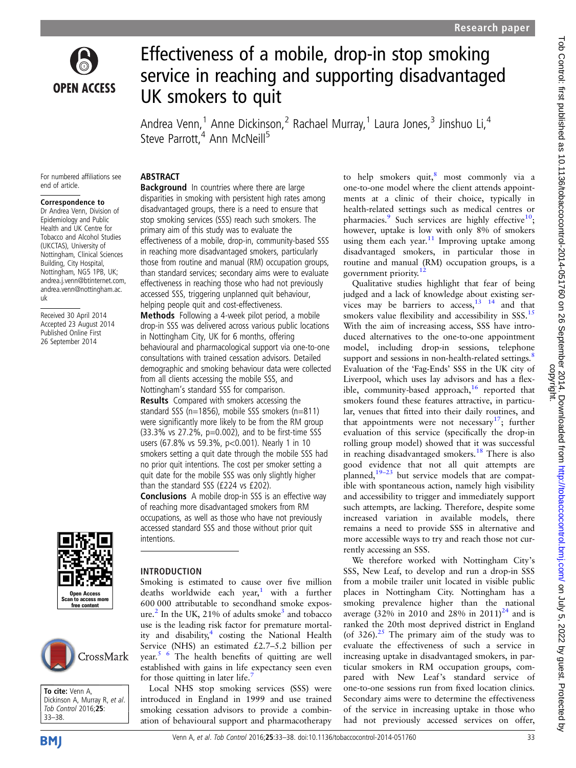# Effectiveness of a mobile, drop-in stop smoking service in reaching and supporting disadvantaged UK smokers to quit

Andrea Venn,[1] Anne Dickinson,[2] Rachael Murray,[1] Laura Jones,[3] Jinshuo Li,[4] Steve Parrott,[4] Ann McNeill[5]

For numbered affiliations see end of article.

**Correspondence to**
Dr Andrea Venn, Division of Epidemiology and Public Health and UK Centre for Tobacco and Alcohol Studies (UKCTAS), University of Nottingham, Clinical Sciences Building, City Hospital, Nottingham, NG5 1PB, UK; andrea.j.venn@btinternet.com, andrea.venn@nottingham.ac.uk

Received 30 April 2014
Accepted 23 August 2014
Published Online First 26 September 2014

**To cite:** Venn A, Dickinson A, Murray R, *et al. Tob Control* 2016;**25**:33–38.

## ABSTRACT

**Background** In countries where there are large disparities in smoking with persistent high rates among disadvantaged groups, there is a need to ensure that stop smoking services (SSS) reach such smokers. The primary aim of this study was to evaluate the effectiveness of a mobile, drop-in, community-based SSS in reaching more disadvantaged smokers, particularly those from routine and manual (RM) occupation groups, than standard services; secondary aims were to evaluate effectiveness in reaching those who had not previously accessed SSS, triggering unplanned quit behaviour, helping people quit and cost-effectiveness.

**Methods** Following a 4-week pilot period, a mobile drop-in SSS was delivered across various public locations in Nottingham City, UK for 6 months, offering behavioural and pharmacological support via one-to-one consultations with trained cessation advisors. Detailed demographic and smoking behaviour data were collected from all clients accessing the mobile SSS, and Nottingham's standard SSS for comparison.

**Results** Compared with smokers accessing the standard SSS (n=1856), mobile SSS smokers (n=811) were significantly more likely to be from the RM group (33.3% vs 27.2%, p=0.002), and to be first-time SSS users (67.8% vs 59.3%, p<0.001). Nearly 1 in 10 smokers setting a quit date through the mobile SSS had no prior quit intentions. The cost per smoker setting a quit date for the mobile SSS was only slightly higher than the standard SSS (£224 vs £202).

**Conclusions** A mobile drop-in SSS is an effective way of reaching more disadvantaged smokers from RM occupations, as well as those who have not previously accessed standard SSS and those without prior quit intentions.

## INTRODUCTION

Smoking is estimated to cause over five million deaths worldwide each year,[1] with a further 600 000 attributable to secondhand smoke exposure.[2] In the UK, 21% of adults smoke[3] and tobacco use is the leading risk factor for premature mortality and disability,[4] costing the National Health Service (NHS) an estimated £2.7–5.2 billion per year.[5 6] The health benefits of quitting are well established with gains in life expectancy seen even for those quitting in later life.[7]

Local NHS stop smoking services (SSS) were introduced in England in 1999 and use trained smoking cessation advisors to provide a combination of behavioural support and pharmacotherapy to help smokers quit,[8] most commonly via a one-to-one model where the client attends appointments at a clinic of their choice, typically in health-related settings such as medical centres or pharmacies.[9] Such services are highly effective[10]; however, uptake is low with only 8% of smokers using them each year.[11] Improving uptake among disadvantaged smokers, in particular those in routine and manual (RM) occupation groups, is a government priority.[12]

Qualitative studies highlight that fear of being judged and a lack of knowledge about existing services may be barriers to access,[13 14] and that smokers value flexibility and accessibility in SSS.[15] With the aim of increasing access, SSS have introduced alternatives to the one-to-one appointment model, including drop-in sessions, telephone support and sessions in non-health-related settings.[8] Evaluation of the 'Fag-Ends' SSS in the UK city of Liverpool, which uses lay advisors and has a flexible, community-based approach,[16] reported that smokers found these features attractive, in particular, venues that fitted into their daily routines, and that appointments were not necessary[17]; further evaluation of this service (specifically the drop-in rolling group model) showed that it was successful in reaching disadvantaged smokers.[18] There is also good evidence that not all quit attempts are planned,[19–23] but service models that are compatible with spontaneous action, namely high visibility and accessibility to trigger and immediately support such attempts, are lacking. Therefore, despite some increased variation in available models, there remains a need to provide SSS in alternative and more accessible ways to try and reach those not currently accessing an SSS.

We therefore worked with Nottingham City's SSS, New Leaf, to develop and run a drop-in SSS from a mobile trailer unit located in visible public places in Nottingham City. Nottingham has a smoking prevalence higher than the national average (32% in 2010 and 28% in 2011)[24] and is ranked the 20th most deprived district in England (of 326).[25] The primary aim of the study was to evaluate the effectiveness of such a service in increasing uptake in disadvantaged smokers, in particular smokers in RM occupation groups, compared with New Leaf's standard service of one-to-one sessions run from fixed location clinics. Secondary aims were to determine the effectiveness of the service in increasing uptake in those who had not previously accessed services on offer,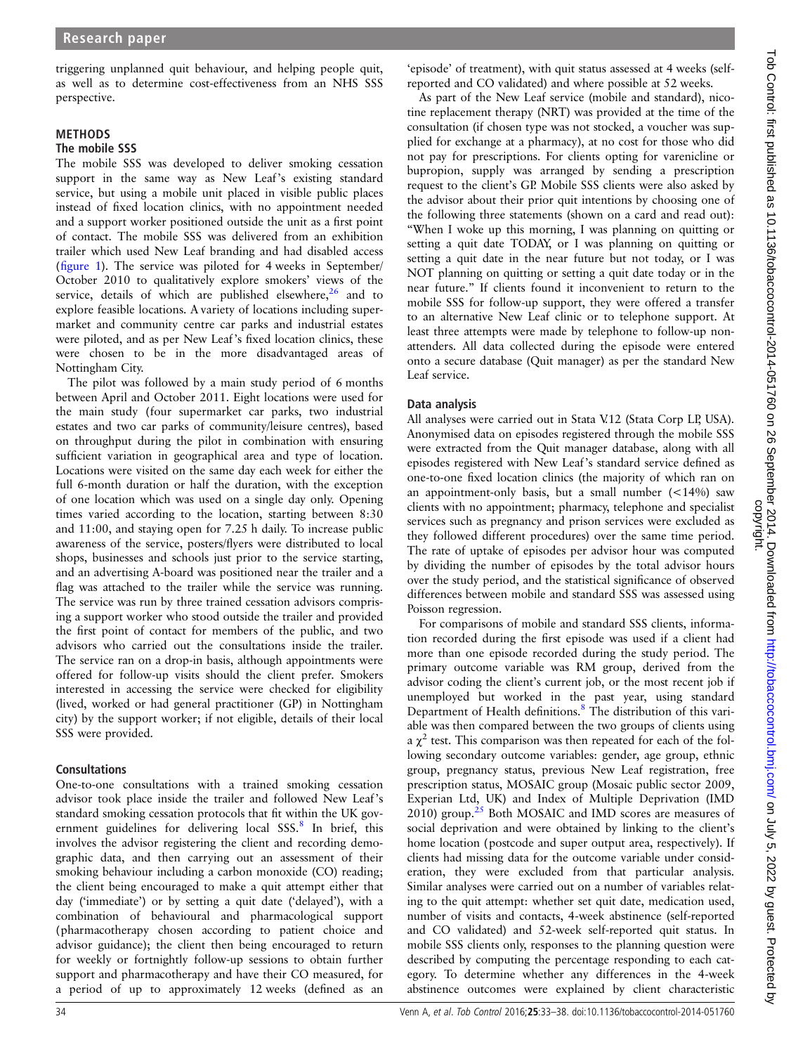triggering unplanned quit behaviour, and helping people quit, as well as to determine cost-effectiveness from an NHS SSS perspective.

## METHODS

### The mobile SSS

The mobile SSS was developed to deliver smoking cessation support in the same way as New Leaf's existing standard service, but using a mobile unit placed in visible public places instead of fixed location clinics, with no appointment needed and a support worker positioned outside the unit as a first point of contact. The mobile SSS was delivered from an exhibition trailer which used New Leaf branding and had disabled access (figure 1). The service was piloted for 4 weeks in September/October 2010 to qualitatively explore smokers' views of the service, details of which are published elsewhere,[26] and to explore feasible locations. A variety of locations including supermarket and community centre car parks and industrial estates were piloted, and as per New Leaf's fixed location clinics, these were chosen to be in the more disadvantaged areas of Nottingham City.

The pilot was followed by a main study period of 6 months between April and October 2011. Eight locations were used for the main study (four supermarket car parks, two industrial estates and two car parks of community/leisure centres), based on throughput during the pilot in combination with ensuring sufficient variation in geographical area and type of location. Locations were visited on the same day each week for either the full 6-month duration or half the duration, with the exception of one location which was used on a single day only. Opening times varied according to the location, starting between 8:30 and 11:00, and staying open for 7.25 h daily. To increase public awareness of the service, posters/flyers were distributed to local shops, businesses and schools just prior to the service starting, and an advertising A-board was positioned near the trailer and a flag was attached to the trailer while the service was running. The service was run by three trained cessation advisors comprising a support worker who stood outside the trailer and provided the first point of contact for members of the public, and two advisors who carried out the consultations inside the trailer. The service ran on a drop-in basis, although appointments were offered for follow-up visits should the client prefer. Smokers interested in accessing the service were checked for eligibility (lived, worked or had general practitioner (GP) in Nottingham city) by the support worker; if not eligible, details of their local SSS were provided.

### Consultations

One-to-one consultations with a trained smoking cessation advisor took place inside the trailer and followed New Leaf's standard smoking cessation protocols that fit within the UK government guidelines for delivering local SSS.[8] In brief, this involves the advisor registering the client and recording demographic data, and then carrying out an assessment of their smoking behaviour including a carbon monoxide (CO) reading; the client being encouraged to make a quit attempt either that day ('immediate') or by setting a quit date ('delayed'), with a combination of behavioural and pharmacological support (pharmacotherapy chosen according to patient choice and advisor guidance); the client then being encouraged to return for weekly or fortnightly follow-up sessions to obtain further support and pharmacotherapy and have their CO measured, for a period of up to approximately 12 weeks (defined as an 'episode' of treatment), with quit status assessed at 4 weeks (self-reported and CO validated) and where possible at 52 weeks.

As part of the New Leaf service (mobile and standard), nicotine replacement therapy (NRT) was provided at the time of the consultation (if chosen type was not stocked, a voucher was supplied for exchange at a pharmacy), at no cost for those who did not pay for prescriptions. For clients opting for varenicline or bupropion, supply was arranged by sending a prescription request to the client's GP. Mobile SSS clients were also asked by the advisor about their prior quit intentions by choosing one of the following three statements (shown on a card and read out): "When I woke up this morning, I was planning on quitting or setting a quit date TODAY, or I was planning on quitting or setting a quit date in the near future but not today, or I was NOT planning on quitting or setting a quit date today or in the near future." If clients found it inconvenient to return to the mobile SSS for follow-up support, they were offered a transfer to an alternative New Leaf clinic or to telephone support. At least three attempts were made by telephone to follow-up non-attenders. All data collected during the episode were entered onto a secure database (Quit manager) as per the standard New Leaf service.

### Data analysis

All analyses were carried out in Stata V.12 (Stata Corp LP, USA). Anonymised data on episodes registered through the mobile SSS were extracted from the Quit manager database, along with all episodes registered with New Leaf's standard service defined as one-to-one fixed location clinics (the majority of which ran on an appointment-only basis, but a small number (<14%) saw clients with no appointment; pharmacy, telephone and specialist services such as pregnancy and prison services were excluded as they followed different procedures) over the same time period. The rate of uptake of episodes per advisor hour was computed by dividing the number of episodes by the total advisor hours over the study period, and the statistical significance of observed differences between mobile and standard SSS was assessed using Poisson regression.

For comparisons of mobile and standard SSS clients, information recorded during the first episode was used if a client had more than one episode recorded during the study period. The primary outcome variable was RM group, derived from the advisor coding the client's current job, or the most recent job if unemployed but worked in the past year, using standard Department of Health definitions.[8] The distribution of this variable was then compared between the two groups of clients using a $\chi^2$ test. This comparison was then repeated for each of the following secondary outcome variables: gender, age group, ethnic group, pregnancy status, previous New Leaf registration, free prescription status, MOSAIC group (Mosaic public sector 2009, Experian Ltd, UK) and Index of Multiple Deprivation (IMD 2010) group.[25] Both MOSAIC and IMD scores are measures of social deprivation and were obtained by linking to the client's home location (postcode and super output area, respectively). If clients had missing data for the outcome variable under consideration, they were excluded from that particular analysis. Similar analyses were carried out on a number of variables relating to the quit attempt: whether set quit date, medication used, number of visits and contacts, 4-week abstinence (self-reported and CO validated) and 52-week self-reported quit status. In mobile SSS clients only, responses to the planning question were described by computing the percentage responding to each category. To determine whether any differences in the 4-week abstinence outcomes were explained by client characteristic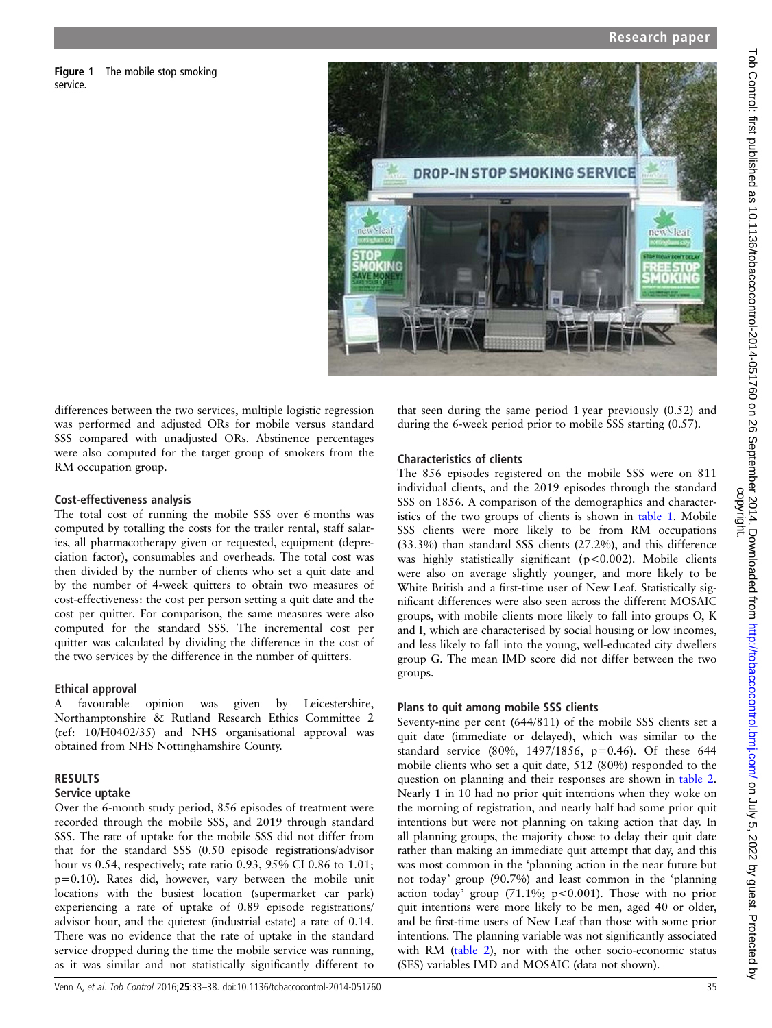Figure 1 The mobile stop smoking service.

differences between the two services, multiple logistic regression was performed and adjusted ORs for mobile versus standard SSS compared with unadjusted ORs. Abstinence percentages were also computed for the target group of smokers from the RM occupation group.

### Cost-effectiveness analysis

The total cost of running the mobile SSS over 6 months was computed by totalling the costs for the trailer rental, staff salaries, all pharmacotherapy given or requested, equipment (depreciation factor), consumables and overheads. The total cost was then divided by the number of clients who set a quit date and by the number of 4-week quitters to obtain two measures of cost-effectiveness: the cost per person setting a quit date and the cost per quitter. For comparison, the same measures were also computed for the standard SSS. The incremental cost per quitter was calculated by dividing the difference in the cost of the two services by the difference in the number of quitters.

### Ethical approval

A favourable opinion was given by Leicestershire, Northamptonshire & Rutland Research Ethics Committee 2 (ref: 10/H0402/35) and NHS organisational approval was obtained from NHS Nottinghamshire County.

## RESULTS

### Service uptake

Over the 6-month study period, 856 episodes of treatment were recorded through the mobile SSS, and 2019 through standard SSS. The rate of uptake for the mobile SSS did not differ from that for the standard SSS (0.50 episode registrations/advisor hour vs 0.54, respectively; rate ratio 0.93, 95% CI 0.86 to 1.01; p=0.10). Rates did, however, vary between the mobile unit locations with the busiest location (supermarket car park) experiencing a rate of uptake of 0.89 episode registrations/advisor hour, and the quietest (industrial estate) a rate of 0.14. There was no evidence that the rate of uptake in the standard service dropped during the time the mobile service was running, as it was similar and not statistically significant different to that seen during the same period 1 year previously (0.52) and during the 6-week period prior to mobile SSS starting (0.57).

### Characteristics of clients

The 856 episodes registered on the mobile SSS were on 811 individual clients, and the 2019 episodes through the standard SSS on 1856. A comparison of the demographics and characteristics of the two groups of clients is shown in table 1. Mobile SSS clients were more likely to be from RM occupations (33.3%) than standard SSS clients (27.2%), and this difference was highly statistically significant (p<0.002). Mobile clients were also on average slightly younger, and more likely to be White British and a first-time user of New Leaf. Statistically significant differences were also seen across the different MOSAIC groups, with mobile clients more likely to fall into groups O, K and I, which are characterised by social housing or low incomes, and less likely to fall into the young, well-educated city dwellers group G. The mean IMD score did not differ between the two groups.

### Plans to quit among mobile SSS clients

Seventy-nine per cent (644/811) of the mobile SSS clients set a quit date (immediate or delayed), which was similar to the standard service (80%, 1497/1856, p=0.46). Of these 644 mobile clients who set a quit date, 512 (80%) responded to the question on planning and their responses are shown in table 2. Nearly 1 in 10 had no prior quit intentions when they woke on the morning of registration, and nearly half had some prior quit intentions but were not planning on taking action that day. In all planning groups, the majority chose to delay their quit date rather than making an immediate quit attempt that day, and this was most common in the 'planning action in the near future but not today' group (90.7%) and least common in the 'planning action today' group (71.1%; p<0.001). Those with no prior quit intentions were more likely to be men, aged 40 or older, and be first-time users of New Leaf than those with some prior intentions. The planning variable was not significantly associated with RM (table 2), nor with the other socio-economic status (SES) variables IMD and MOSAIC (data not shown).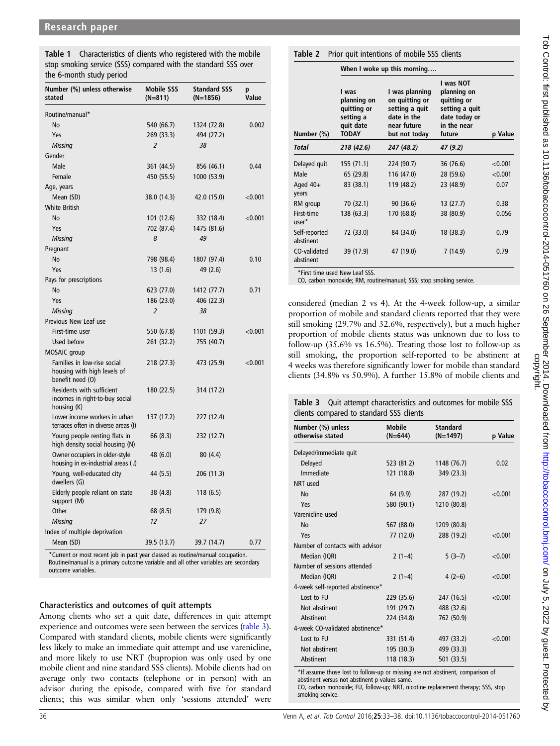**Table 1** Characteristics of clients who registered with the mobile stop smoking service (SSS) compared with the standard SSS over the 6-month study period

| Number (%) unless otherwise stated | Mobile SSS (N=811) | Standard SSS (N=1856) | p Value |
|---|---|---|---|
| Routine/manual* | | | |
| No | 540 (66.7) | 1324 (72.8) | 0.002 |
| Yes | 269 (33.3) | 494 (27.2) | |
| *Missing* | *2* | *38* | |
| Gender | | | |
| Male | 361 (44.5) | 856 (46.1) | 0.44 |
| Female | 450 (55.5) | 1000 (53.9) | |
| Age, years | | | |
| Mean (SD) | 38.0 (14.3) | 42.0 (15.0) | <0.001 |
| White British | | | |
| No | 101 (12.6) | 332 (18.4) | <0.001 |
| Yes | 702 (87.4) | 1475 (81.6) | |
| *Missing* | *8* | *49* | |
| Pregnant | | | |
| No | 798 (98.4) | 1807 (97.4) | 0.10 |
| Yes | 13 (1.6) | 49 (2.6) | |
| Pays for prescriptions | | | |
| No | 623 (77.0) | 1412 (77.7) | 0.71 |
| Yes | 186 (23.0) | 406 (22.3) | |
| *Missing* | *2* | *38* | |
| Previous New Leaf use | | | |
| First-time user | 550 (67.8) | 1101 (59.3) | <0.001 |
| Used before | 261 (32.2) | 755 (40.7) | |
| MOSAIC group | | | |
| Families in low-rise social housing with high levels of benefit need (O) | 218 (27.3) | 473 (25.9) | <0.001 |
| Residents with sufficient incomes in right-to-buy social housing (K) | 180 (22.5) | 314 (17.2) | |
| Lower income workers in urban terraces often in diverse areas (I) | 137 (17.2) | 227 (12.4) | |
| Young people renting flats in high density social housing (N) | 66 (8.3) | 232 (12.7) | |
| Owner occupiers in older-style housing in ex-industrial areas (J) | 48 (6.0) | 80 (4.4) | |
| Young, well-educated city dwellers (G) | 44 (5.5) | 206 (11.3) | |
| Elderly people reliant on state support (M) | 38 (4.8) | 118 (6.5) | |
| Other | 68 (8.5) | 179 (9.8) | |
| *Missing* | *12* | *27* | |
| Index of multiple deprivation | | | |
| Mean (SD) | 39.5 (13.7) | 39.7 (14.7) | 0.77 |

*Current or most recent job in past year classed as routine/manual occupation. Routine/manual is a primary outcome variable and all other variables are secondary outcome variables.

## Characteristics and outcomes of quit attempts

Among clients who set a quit date, differences in quit attempt experience and outcomes were seen between the services (table 3). Compared with standard clients, mobile clients were significantly less likely to make an immediate quit attempt and use varenicline, and more likely to use NRT (bupropion was only used by one mobile client and nine standard SSS clients). Mobile clients had on average only two contacts (telephone or in person) with an advisor during the episode, compared with five for standard clients; this was similar when only 'sessions attended' were considered (median 2 vs 4). At the 4-week follow-up, a similar proportion of mobile and standard clients reported that they were still smoking (29.7% and 32.6%, respectively), but a much higher proportion of mobile clients status was unknown due to loss to follow-up (35.6% vs 16.5%). Treating those lost to follow-up as still smoking, the proportion self-reported to be abstinent at 4 weeks was therefore significantly lower for mobile than standard clients (34.8% vs 50.9%). A further 15.8% of mobile clients and

**Table 2** Prior quit intentions of mobile SSS clients

| | When I woke up this morning…. | | | |
|---|---|---|---|---|
| Number (%) | I was planning on quitting or setting a quit date TODAY | I was planning on quitting or setting a quit date in the near future but not today | I was NOT planning on quitting or setting a quit date today or in the near future | p Value |
| ***Total*** | ***218 (42.6)*** | ***247 (48.2)*** | ***47 (9.2)*** | |
| Delayed quit | 155 (71.1) | 224 (90.7) | 36 (76.6) | <0.001 |
| Male | 65 (29.8) | 116 (47.0) | 28 (59.6) | <0.001 |
| Aged 40+ years | 83 (38.1) | 119 (48.2) | 23 (48.9) | 0.07 |
| RM group | 70 (32.1) | 90 (36.6) | 13 (27.7) | 0.38 |
| First-time user* | 138 (63.3) | 170 (68.8) | 38 (80.9) | 0.056 |
| Self-reported abstinent | 72 (33.0) | 84 (34.0) | 18 (38.3) | 0.79 |
| CO-validated abstinent | 39 (17.9) | 47 (19.0) | 7 (14.9) | 0.79 |

*First time used New Leaf SSS.
CO, carbon monoxide; RM, routine/manual; SSS; stop smoking service.

**Table 3** Quit attempt characteristics and outcomes for mobile SSS clients compared to standard SSS clients

| Number (%) unless otherwise stated | Mobile (N=644) | Standard (N=1497) | p Value |
|---|---|---|---|
| Delayed/immediate quit | | | |
| Delayed | 523 (81.2) | 1148 (76.7) | 0.02 |
| Immediate | 121 (18.8) | 349 (23.3) | |
| NRT used | | | |
| No | 64 (9.9) | 287 (19.2) | <0.001 |
| Yes | 580 (90.1) | 1210 (80.8) | |
| Varenicline used | | | |
| No | 567 (88.0) | 1209 (80.8) | |
| Yes | 77 (12.0) | 288 (19.2) | <0.001 |
| Number of contacts with advisor | | | |
| Median (IQR) | 2 (1–4) | 5 (3–7) | <0.001 |
| Number of sessions attended | | | |
| Median (IQR) | 2 (1–4) | 4 (2–6) | <0.001 |
| 4-week self-reported abstinence* | | | |
| Lost to FU | 229 (35.6) | 247 (16.5) | <0.001 |
| Not abstinent | 191 (29.7) | 488 (32.6) | |
| Abstinent | 224 (34.8) | 762 (50.9) | |
| 4-week CO-validated abstinence* | | | |
| Lost to FU | 331 (51.4) | 497 (33.2) | <0.001 |
| Not abstinent | 195 (30.3) | 499 (33.3) | |
| Abstinent | 118 (18.3) | 501 (33.5) | |

*If assume those lost to follow-up or missing are not abstinent, comparison of abstinent versus not abstinent p values same.
CO, carbon monoxide; FU, follow-up; NRT, nicotine replacement therapy; SSS, stop smoking service.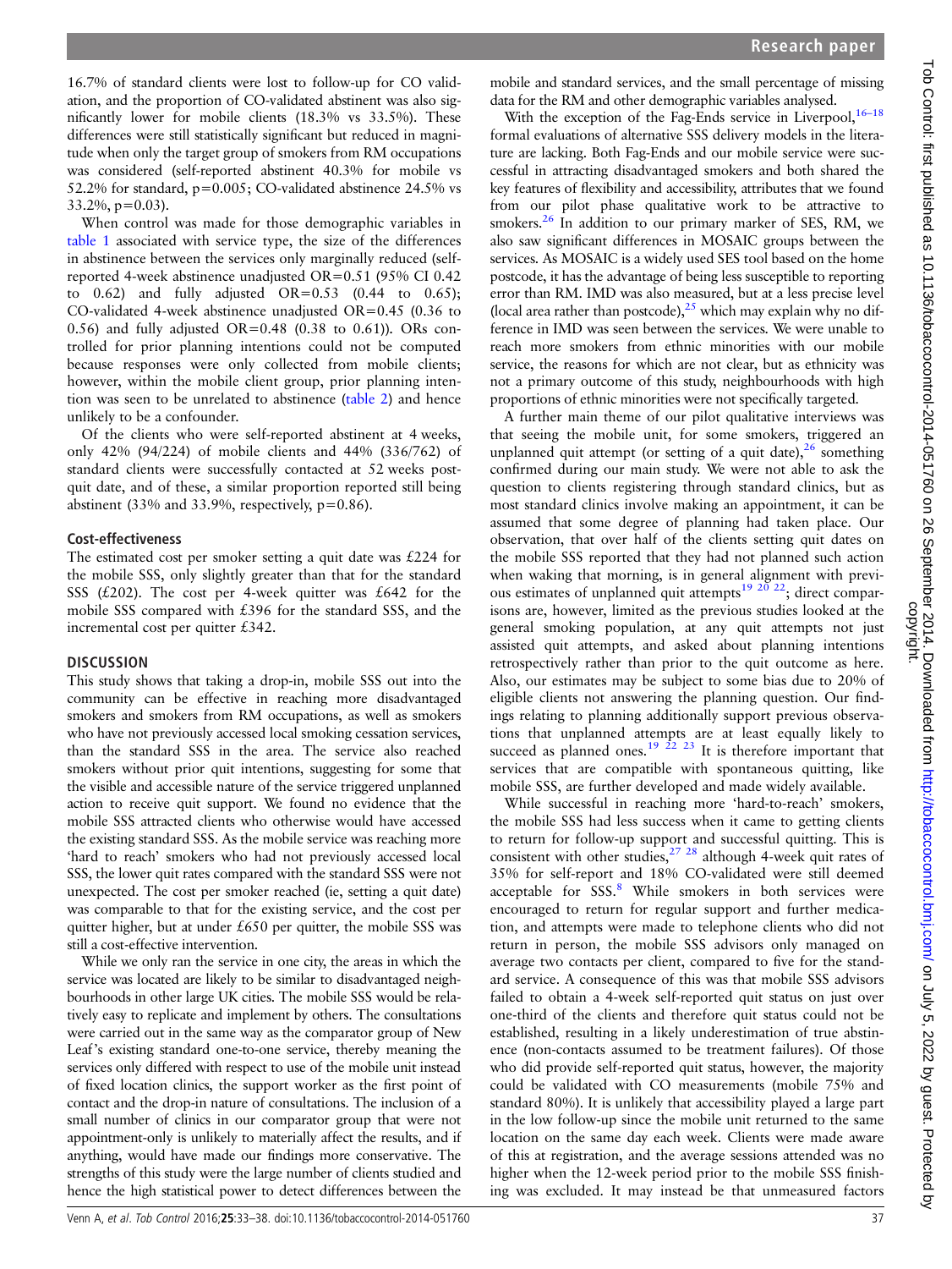16.7% of standard clients were lost to follow-up for CO validation, and the proportion of CO-validated abstinent was also significantly lower for mobile clients (18.3% vs 33.5%). These differences were still statistically significant but reduced in magnitude when only the target group of smokers from RM occupations was considered (self-reported abstinent 40.3% for mobile vs 52.2% for standard, p=0.005; CO-validated abstinence 24.5% vs 33.2%, p=0.03).

When control was made for those demographic variables in table 1 associated with service type, the size of the differences in abstinence between the services only marginally reduced (self-reported 4-week abstinence unadjusted OR=0.51 (95% CI 0.42 to 0.62) and fully adjusted OR=0.53 (0.44 to 0.65); CO-validated 4-week abstinence unadjusted OR=0.45 (0.36 to 0.56) and fully adjusted OR=0.48 (0.38 to 0.61)). ORs controlled for prior planning intentions could not be computed because responses were only collected from mobile clients; however, within the mobile client group, prior planning intention was seen to be unrelated to abstinence (table 2) and hence unlikely to be a confounder.

Of the clients who were self-reported abstinent at 4 weeks, only 42% (94/224) of mobile clients and 44% (336/762) of standard clients were successfully contacted at 52 weeks post-quit date, and of these, a similar proportion reported still being abstinent (33% and 33.9%, respectively, p=0.86).

### Cost-effectiveness

The estimated cost per smoker setting a quit date was £224 for the mobile SSS, only slightly greater than that for the standard SSS (£202). The cost per 4-week quitter was £642 for the mobile SSS compared with £396 for the standard SSS, and the incremental cost per quitter £342.

## DISCUSSION

This study shows that taking a drop-in, mobile SSS out into the community can be effective in reaching more disadvantaged smokers and smokers from RM occupations, as well as smokers who have not previously accessed local smoking cessation services, than the standard SSS in the area. The service also reached smokers without prior quit intentions, suggesting for some that the visible and accessible nature of the service triggered unplanned action to receive quit support. We found no evidence that the mobile SSS attracted clients who otherwise would have accessed the existing standard SSS. As the mobile service was reaching more 'hard to reach' smokers who had not previously accessed local SSS, the lower quit rates compared with the standard SSS were not unexpected. The cost per smoker reached (ie, setting a quit date) was comparable to that for the existing service, and the cost per quitter higher, but at under £650 per quitter, the mobile SSS was still a cost-effective intervention.

While we only ran the service in one city, the areas in which the service was located are likely to be similar to disadvantaged neighbourhoods in other large UK cities. The mobile SSS would be relatively easy to replicate and implement by others. The consultations were carried out in the same way as the comparator group of New Leaf's existing standard one-to-one service, thereby meaning the services only differed with respect to use of the mobile unit instead of fixed location clinics, the support worker as the first point of contact and the drop-in nature of consultations. The inclusion of a small number of clinics in our comparator group that were not appointment-only is unlikely to materially affect the results, and if anything, would have made our findings more conservative. The strengths of this study were the large number of clients studied and hence the high statistical power to detect differences between the mobile and standard services, and the small percentage of missing data for the RM and other demographic variables analysed.

With the exception of the Fag-Ends service in Liverpool,[16–18] formal evaluations of alternative SSS delivery models in the literature are lacking. Both Fag-Ends and our mobile service were successful in attracting disadvantaged smokers and both shared the key features of flexibility and accessibility, attributes that we found from our pilot phase qualitative work to be attractive to smokers.[26] In addition to our primary marker of SES, RM, we also saw significant differences in MOSAIC groups between the services. As MOSAIC is a widely used SES tool based on the home postcode, it has the advantage of being less susceptible to reporting error than RM. IMD was also measured, but at a less precise level (local area rather than postcode),[25] which may explain why no difference in IMD was seen between the services. We were unable to reach more smokers from ethnic minorities with our mobile service, the reasons for which are not clear, but as ethnicity was not a primary outcome of this study, neighbourhoods with high proportions of ethnic minorities were not specifically targeted.

A further main theme of our pilot qualitative interviews was that seeing the mobile unit, for some smokers, triggered an unplanned quit attempt (or setting of a quit date),[26] something confirmed during our main study. We were not able to ask the question to clients registering through standard clinics, but as most standard clinics involve making an appointment, it can be assumed that some degree of planning had taken place. Our observation, that over half of the clients setting quit dates on the mobile SSS reported that they had not planned such action when waking that morning, is in general alignment with previous estimates of unplanned quit attempts[19 20 22]; direct comparisons are, however, limited as the previous studies looked at the general smoking population, at any quit attempts not just assisted quit attempts, and asked about planning intentions retrospectively rather than prior to the quit outcome as here. Also, our estimates may be subject to some bias due to 20% of eligible clients not answering the planning question. Our findings relating to planning additionally support previous observations that unplanned attempts are at least equally likely to succeed as planned ones.[19 22 23] It is therefore important that services that are compatible with spontaneous quitting, like mobile SSS, are further developed and made widely available.

While successful in reaching more 'hard-to-reach' smokers, the mobile SSS had less success when it came to getting clients to return for follow-up support and successful quitting. This is consistent with other studies,[27 28] although 4-week quit rates of 35% for self-report and 18% CO-validated were still deemed acceptable for SSS.[8] While smokers in both services were encouraged to return for regular support and further medication, and attempts were made to telephone clients who did not return in person, the mobile SSS advisors only managed on average two contacts per client, compared to five for the standard service. A consequence of this was that mobile SSS advisors failed to obtain a 4-week self-reported quit status on just over one-third of the clients and therefore quit status could not be established, resulting in a likely underestimation of true abstinence (non-contacts assumed to be treatment failures). Of those who did provide self-reported quit status, however, the majority could be validated with CO measurements (mobile 75% and standard 80%). It is unlikely that accessibility played a large part in the low follow-up since the mobile unit returned to the same location on the same day each week. Clients were made aware of this at registration, and the average sessions attended was no higher when the 12-week period prior to the mobile SSS finishing was excluded. It may instead be that unmeasured factors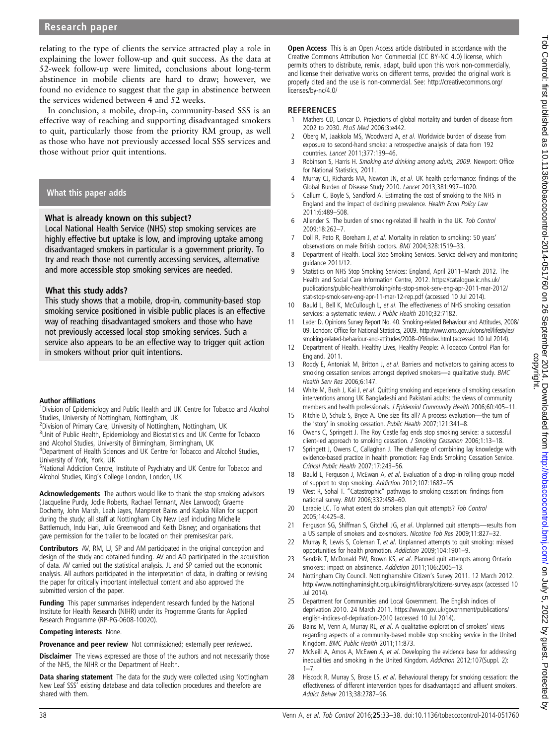relating to the type of clients the service attracted play a role in explaining the lower follow-up and quit success. As the data at 52-week follow-up were limited, conclusions about long-term abstinence in mobile clients are hard to draw; however, we found no evidence to suggest that the gap in abstinence between the services widened between 4 and 52 weeks.

In conclusion, a mobile, drop-in, community-based SSS is an effective way of reaching and supporting disadvantaged smokers to quit, particularly those from the priority RM group, as well as those who have not previously accessed local SSS services and those without prior quit intentions.

## What this paper adds

### What is already known on this subject?

Local National Health Service (NHS) stop smoking services are highly effective but uptake is low, and improving uptake among disadvantaged smokers in particular is a government priority. To try and reach those not currently accessing services, alternative and more accessible stop smoking services are needed.

### What this study adds?

This study shows that a mobile, drop-in, community-based stop smoking service positioned in visible public places is an effective way of reaching disadvantaged smokers and those who have not previously accessed local stop smoking services. Such a service also appears to be an effective way to trigger quit action in smokers without prior quit intentions.

**Author affiliations**
[1]Division of Epidemiology and Public Health and UK Centre for Tobacco and Alcohol Studies, University of Nottingham, Nottingham, UK
[2]Division of Primary Care, University of Nottingham, Nottingham, UK
[3]Unit of Public Health, Epidemiology and Biostatistics and UK Centre for Tobacco and Alcohol Studies, University of Birmingham, Birmingham, UK
[4]Department of Health Sciences and UK Centre for Tobacco and Alcohol Studies, University of York, York, UK
[5]National Addiction Centre, Institute of Psychiatry and UK Centre for Tobacco and Alcohol Studies, King's College London, London, UK

**Acknowledgements** The authors would like to thank the stop smoking advisors (Jacqueline Purdy, Jodie Roberts, Rachael Tennant, Alex Larwood); Graeme Docherty, John Marsh, Leah Jayes, Manpreet Bains and Kapka Nilan for support during the study; all staff at Nottingham City New Leaf including Michelle Battlemuch, Indu Hari, Julie Greenwood and Keith Disney; and organisations that gave permission for the trailer to be located on their premises/car park.

**Contributors** AV, RM, LJ, SP and AM participated in the original conception and design of the study and obtained funding. AV and AD participated in the acquisition of data. AV carried out the statistical analysis. JL and SP carried out the economic analysis. All authors participated in the interpretation of data, in drafting or revising the paper for critically important intellectual content and also approved the submitted version of the paper.

**Funding** This paper summarises independent research funded by the National Institute for Health Research (NIHR) under its Programme Grants for Applied Research Programme (RP-PG-0608-10020).

**Competing interests** None.

**Provenance and peer review** Not commissioned; externally peer reviewed.

**Disclaimer** The views expressed are those of the authors and not necessarily those of the NHS, the NIHR or the Department of Health.

**Data sharing statement** The data for the study were collected using Nottingham New Leaf SSS' existing database and data collection procedures and therefore are shared with them.

**Open Access** This is an Open Access article distributed in accordance with the Creative Commons Attribution Non Commercial (CC BY-NC 4.0) license, which permits others to distribute, remix, adapt, build upon this work non-commercially, and license their derivative works on different terms, provided the original work is properly cited and the use is non-commercial. See: http://creativecommons.org/licenses/by-nc/4.0/

## REFERENCES

1. Mathers CD, Loncar D. Projections of global mortality and burden of disease from 2002 to 2030. *PLoS Med* 2006;3:e442.
2. Oberg M, Jaakkola MS, Woodward A, *et al*. Worldwide burden of disease from exposure to second-hand smoke: a retrospective analysis of data from 192 countries. *Lancet* 2011;377:139–46.
3. Robinson S, Harris H. *Smoking and drinking among adults, 2009*. Newport: Office for National Statistics, 2011.
4. Murray CJ, Richards MA, Newton JN, *et al*. UK health performance: findings of the Global Burden of Disease Study 2010. *Lancet* 2013;381:997–1020.
5. Callum C, Boyle S, Sandford A. Estimating the cost of smoking to the NHS in England and the impact of declining prevalence. *Health Econ Policy Law* 2011;6:489–508.
6. Allender S. The burden of smoking-related ill health in the UK. *Tob Control* 2009;18:262–7.
7. Doll R, Peto R, Boreham J, *et al*. Mortality in relation to smoking: 50 years' observations on male British doctors. *BMJ* 2004;328:1519–33.
8. Department of Health. Local Stop Smoking Services. Service delivery and monitoring guidance 2011/12.
9. Statistics on NHS Stop Smoking Services: England, April 2011–March 2012. The Health and Social Care Information Centre, 2012. https://catalogue.ic.nhs.uk/publications/public-health/smoking/nhs-stop-smok-serv-eng-apr-2011-mar-2012/stat-stop-smok-serv-eng-apr-11-mar-12-rep.pdf (accessed 10 Jul 2014).
10. Bauld L, Bell K, McCullough L, *et al*. The effectiveness of NHS smoking cessation services: a systematic review. *J Public Health* 2010;32:7182.
11. Lader D. Opinions Survey Report No. 40. Smoking-related Behaviour and Attitudes, 2008/09. London: Office for National Statistics, 2009. http://www.ons.gov.uk/ons/rel/lifestyles/smoking-related-behaviour-and-attitudes/2008--09/index.html (accessed 10 Jul 2014).
12. Department of Health. Healthy Lives, Healthy People: A Tobacco Control Plan for England. 2011.
13. Roddy E, Antoniak M, Britton J, *et al*. Barriers and motivators to gaining access to smoking cessation services amongst deprived smokers—a qualitative study. *BMC Health Serv Res* 2006;6:147.
14. White M, Bush J, Kai J, *et al*. Quitting smoking and experience of smoking cessation interventions among UK Bangladeshi and Pakistani adults: the views of community members and health professionals. *J Epidemiol Community Health* 2006;60:405–11.
15. Ritchie D, Schulz S, Bryce A. One size fits all? A process evaluation—the turn of the 'story' in smoking cessation. *Public Health* 2007;121:341–8.
16. Owens C, Springett J. The Roy Castle fag ends stop smoking service: a successful client-led approach to smoking cessation. *J Smoking Cessation* 2006;1:13–18.
17. Springett J, Owens C, Callaghan J. The challenge of combining lay knowledge with evidence-based practice in health promotion: Fag Ends Smoking Cessation Service. *Critical Public Health* 2007;17:243–56.
18. Bauld L, Ferguson J, McEwan A, *et al*. Evaluation of a drop-in rolling group model of support to stop smoking. *Addiction* 2012;107:1687–95.
19. West R, Sohal T. "Catastrophic" pathways to smoking cessation: findings from national survey. *BMJ* 2006;332:458–60.
20. Larabie LC. To what extent do smokers plan quit attempts? *Tob Control* 2005;14:425–8.
21. Ferguson SG, Shiffman S, Gitchell JG, *et al*. Unplanned quit attempts—results from a US sample of smokers and ex-smokers. *Nicotine Tob Res* 2009;11:827–32.
22. Murray R, Lewis S, Coleman T, *et al*. Unplanned attempts to quit smoking: missed opportunities for health promotion. *Addiction* 2009;104:1901–9.
23. Sendzik T, McDonald PW, Brown KS, *et al*. Planned quit attempts among Ontario smokers: impact on abstinence. *Addiction* 2011;106:2005–13.
24. Nottingham City Council. Nottinghamshire Citizen's Survey 2011. 12 March 2012. http://www.nottinghaminsight.org.uk/insight/library/citizens-survey.aspx (accessed 10 Jul 2014).
25. Department for Communities and Local Government. The English indices of deprivation 2010. 24 March 2011. https://www.gov.uk/government/publications/english-indices-of-deprivation-2010 (accessed 10 Jul 2014).
26. Bains M, Venn A, Murray RL, *et al*. A qualitative exploration of smokers' views regarding aspects of a community-based mobile stop smoking service in the United Kingdom. *BMC Public Health* 2011;11:873.
27. McNeill A, Amos A, McEwen A, *et al*. Developing the evidence base for addressing inequalities and smoking in the United Kingdom. *Addiction* 2012;107(Suppl. 2):1–7.
28. Hiscock R, Murray S, Brose LS, *et al*. Behavioural therapy for smoking cessation: the effectiveness of different intervention types for disadvantaged and affluent smokers. *Addict Behav* 2013;38:2787–96.